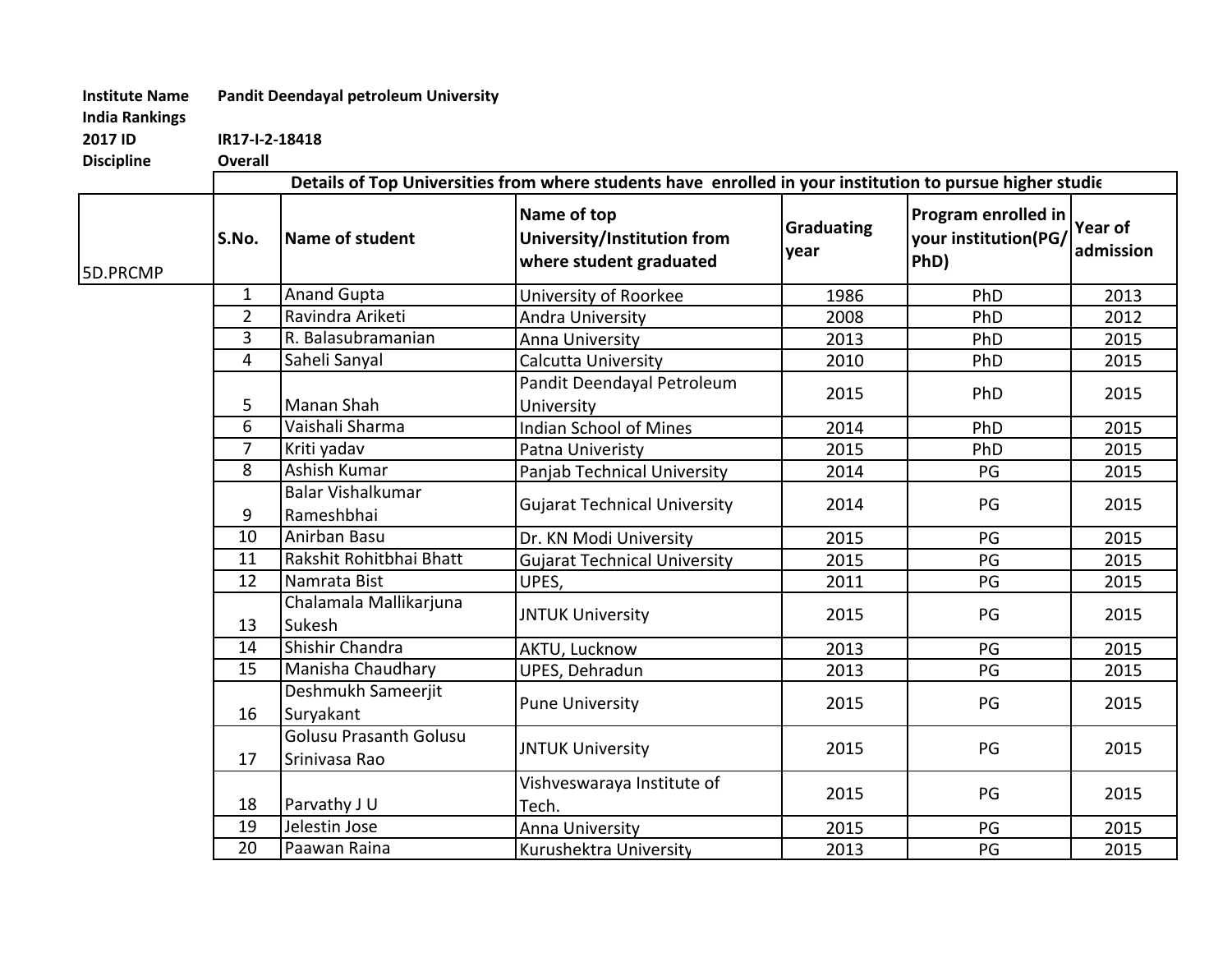**Institute Name** **Pandit Deendayal petroleum University**
**India Rankings 2017 ID** **IR17-I-2-18418**
**Discipline** **Overall**

| 5D.PRCMP | Details of Top Universities from where students have enrolled in your institution to pursue higher studie | | | | | |
|---|---|---|---|---|---|---|
| | **S.No.** | **Name of student** | **Name of top University/Institution from where student graduated** | **Graduating year** | **Program enrolled in your institution(PG/PhD)** | **Year of admission** |
| | 1 | Anand Gupta | University of Roorkee | 1986 | PhD | 2013 |
| | 2 | Ravindra Ariketi | Andra University | 2008 | PhD | 2012 |
| | 3 | R. Balasubramanian | Anna University | 2013 | PhD | 2015 |
| | 4 | Saheli Sanyal | Calcutta University | 2010 | PhD | 2015 |
| | 5 | Manan Shah | Pandit Deendayal Petroleum University | 2015 | PhD | 2015 |
| | 6 | Vaishali Sharma | Indian School of Mines | 2014 | PhD | 2015 |
| | 7 | Kriti yadav | Patna Univeristy | 2015 | PhD | 2015 |
| | 8 | Ashish Kumar | Panjab Technical University | 2014 | PG | 2015 |
| | 9 | Balar Vishalkumar Rameshbhai | Gujarat Technical University | 2014 | PG | 2015 |
| | 10 | Anirban Basu | Dr. KN Modi University | 2015 | PG | 2015 |
| | 11 | Rakshit Rohitbhai Bhatt | Gujarat Technical University | 2015 | PG | 2015 |
| | 12 | Namrata Bist | UPES, | 2011 | PG | 2015 |
| | 13 | Chalamala Mallikarjuna Sukesh | JNTUK University | 2015 | PG | 2015 |
| | 14 | Shishir Chandra | AKTU, Lucknow | 2013 | PG | 2015 |
| | 15 | Manisha Chaudhary | UPES, Dehradun | 2013 | PG | 2015 |
| | 16 | Deshmukh Sameerjit Suryakant | Pune University | 2015 | PG | 2015 |
| | 17 | Golusu Prasanth Golusu Srinivasa Rao | JNTUK University | 2015 | PG | 2015 |
| | 18 | Parvathy J U | Vishveswaraya Institute of Tech. | 2015 | PG | 2015 |
| | 19 | Jelestin Jose | Anna University | 2015 | PG | 2015 |
| | 20 | Paawan Raina | Kurushektra University | 2013 | PG | 2015 |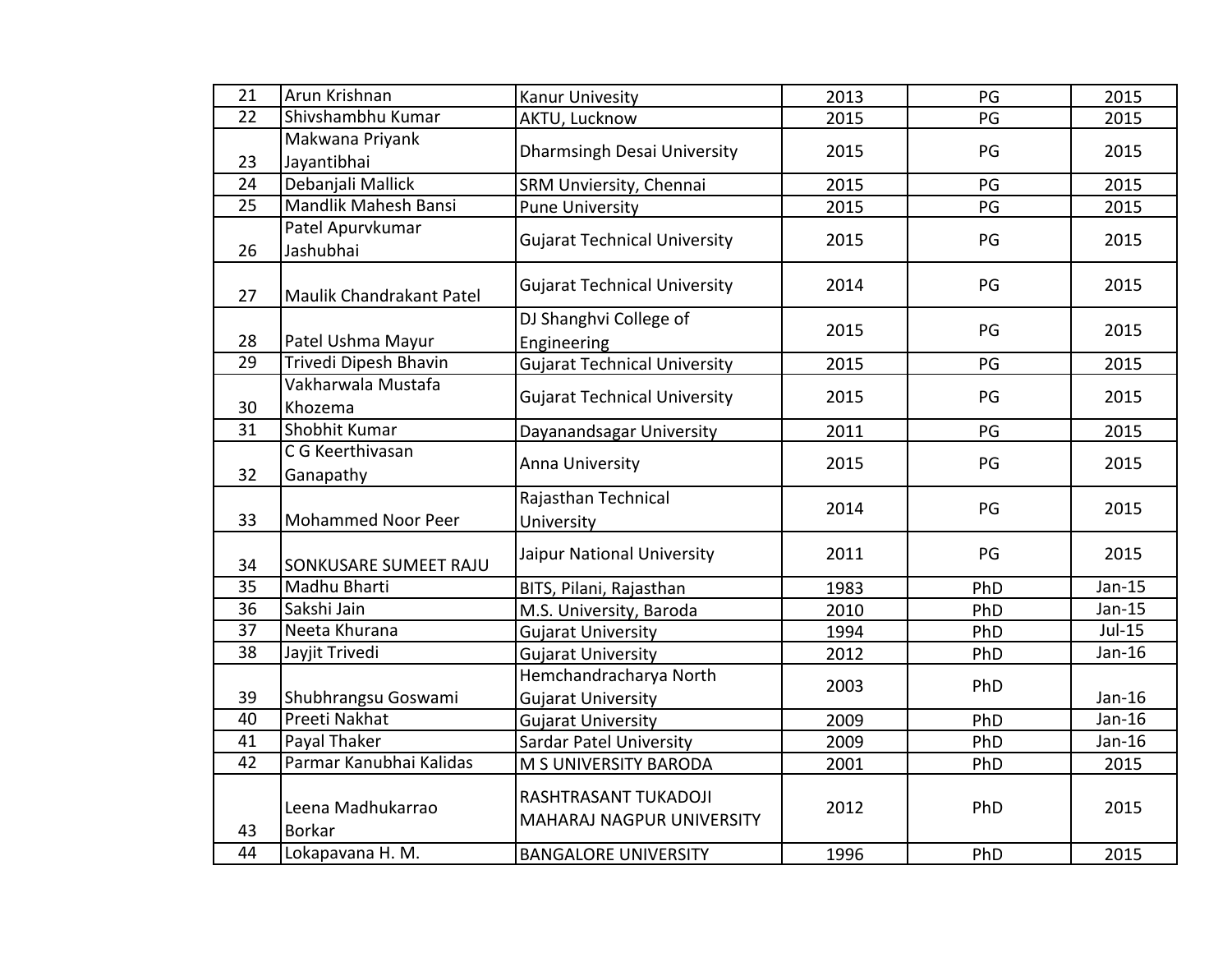| | | | | | |
|---|---|---|---|---|---|
| 21 | Arun Krishnan | Kanur Univesity | 2013 | PG | 2015 |
| 22 | Shivshambhu Kumar | AKTU, Lucknow | 2015 | PG | 2015 |
| 23 | Makwana Priyank Jayantibhai | Dharmsingh Desai University | 2015 | PG | 2015 |
| 24 | Debanjali Mallick | SRM Unviersity, Chennai | 2015 | PG | 2015 |
| 25 | Mandlik Mahesh Bansi | Pune University | 2015 | PG | 2015 |
| 26 | Patel Apurvkumar Jashubhai | Gujarat Technical University | 2015 | PG | 2015 |
| 27 | Maulik Chandrakant Patel | Gujarat Technical University | 2014 | PG | 2015 |
| 28 | Patel Ushma Mayur | DJ Shanghvi College of Engineering | 2015 | PG | 2015 |
| 29 | Trivedi Dipesh Bhavin | Gujarat Technical University | 2015 | PG | 2015 |
| 30 | Vakharwala Mustafa Khozema | Gujarat Technical University | 2015 | PG | 2015 |
| 31 | Shobhit Kumar | Dayanandsagar University | 2011 | PG | 2015 |
| 32 | C G Keerthivasan Ganapathy | Anna University | 2015 | PG | 2015 |
| 33 | Mohammed Noor Peer | Rajasthan Technical University | 2014 | PG | 2015 |
| 34 | SONKUSARE SUMEET RAJU | Jaipur National University | 2011 | PG | 2015 |
| 35 | Madhu Bharti | BITS, Pilani, Rajasthan | 1983 | PhD | Jan-15 |
| 36 | Sakshi Jain | M.S. University, Baroda | 2010 | PhD | Jan-15 |
| 37 | Neeta Khurana | Gujarat University | 1994 | PhD | Jul-15 |
| 38 | Jayjit Trivedi | Gujarat University | 2012 | PhD | Jan-16 |
| 39 | Shubhrangsu Goswami | Hemchandracharya North Gujarat University | 2003 | PhD | Jan-16 |
| 40 | Preeti Nakhat | Gujarat University | 2009 | PhD | Jan-16 |
| 41 | Payal Thaker | Sardar Patel University | 2009 | PhD | Jan-16 |
| 42 | Parmar Kanubhai Kalidas | M S UNIVERSITY BARODA | 2001 | PhD | 2015 |
| 43 | Leena Madhukarrao Borkar | RASHTRASANT TUKADOJI MAHARAJ NAGPUR UNIVERSITY | 2012 | PhD | 2015 |
| 44 | Lokapavana H. M. | BANGALORE UNIVERSITY | 1996 | PhD | 2015 |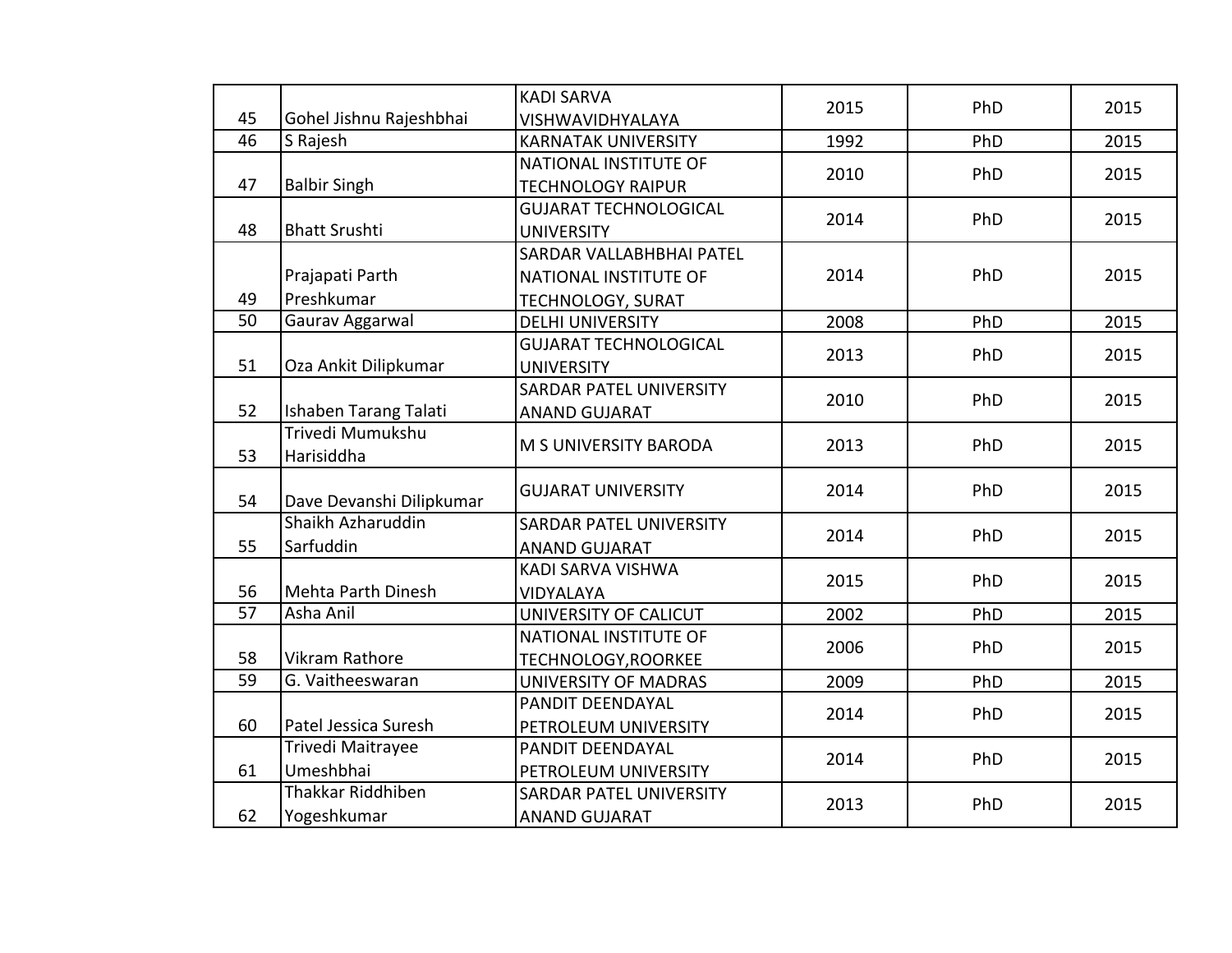| | | | | | |
|---|---|---|---|---|---|
| 45 | Gohel Jishnu Rajeshbhai | KADI SARVA VISHWAVIDHYALAYA | 2015 | PhD | 2015 |
| 46 | S Rajesh | KARNATAK UNIVERSITY | 1992 | PhD | 2015 |
| 47 | Balbir Singh | NATIONAL INSTITUTE OF TECHNOLOGY RAIPUR | 2010 | PhD | 2015 |
| 48 | Bhatt Srushti | GUJARAT TECHNOLOGICAL UNIVERSITY | 2014 | PhD | 2015 |
| 49 | Prajapati Parth Preshkumar | SARDAR VALLABHBHAI PATEL NATIONAL INSTITUTE OF TECHNOLOGY, SURAT | 2014 | PhD | 2015 |
| 50 | Gaurav Aggarwal | DELHI UNIVERSITY | 2008 | PhD | 2015 |
| 51 | Oza Ankit Dilipkumar | GUJARAT TECHNOLOGICAL UNIVERSITY | 2013 | PhD | 2015 |
| 52 | Ishaben Tarang Talati | SARDAR PATEL UNIVERSITY ANAND GUJARAT | 2010 | PhD | 2015 |
| 53 | Trivedi Mumukshu Harisiddha | M S UNIVERSITY BARODA | 2013 | PhD | 2015 |
| 54 | Dave Devanshi Dilipkumar | GUJARAT UNIVERSITY | 2014 | PhD | 2015 |
| 55 | Shaikh Azharuddin Sarfuddin | SARDAR PATEL UNIVERSITY ANAND GUJARAT | 2014 | PhD | 2015 |
| 56 | Mehta Parth Dinesh | KADI SARVA VISHWA VIDYALAYA | 2015 | PhD | 2015 |
| 57 | Asha Anil | UNIVERSITY OF CALICUT | 2002 | PhD | 2015 |
| 58 | Vikram Rathore | NATIONAL INSTITUTE OF TECHNOLOGY,ROORKEE | 2006 | PhD | 2015 |
| 59 | G. Vaitheeswaran | UNIVERSITY OF MADRAS | 2009 | PhD | 2015 |
| 60 | Patel Jessica Suresh | PANDIT DEENDAYAL PETROLEUM UNIVERSITY | 2014 | PhD | 2015 |
| 61 | Trivedi Maitrayee Umeshbhai | PANDIT DEENDAYAL PETROLEUM UNIVERSITY | 2014 | PhD | 2015 |
| 62 | Thakkar Riddhiben Yogeshkumar | SARDAR PATEL UNIVERSITY ANAND GUJARAT | 2013 | PhD | 2015 |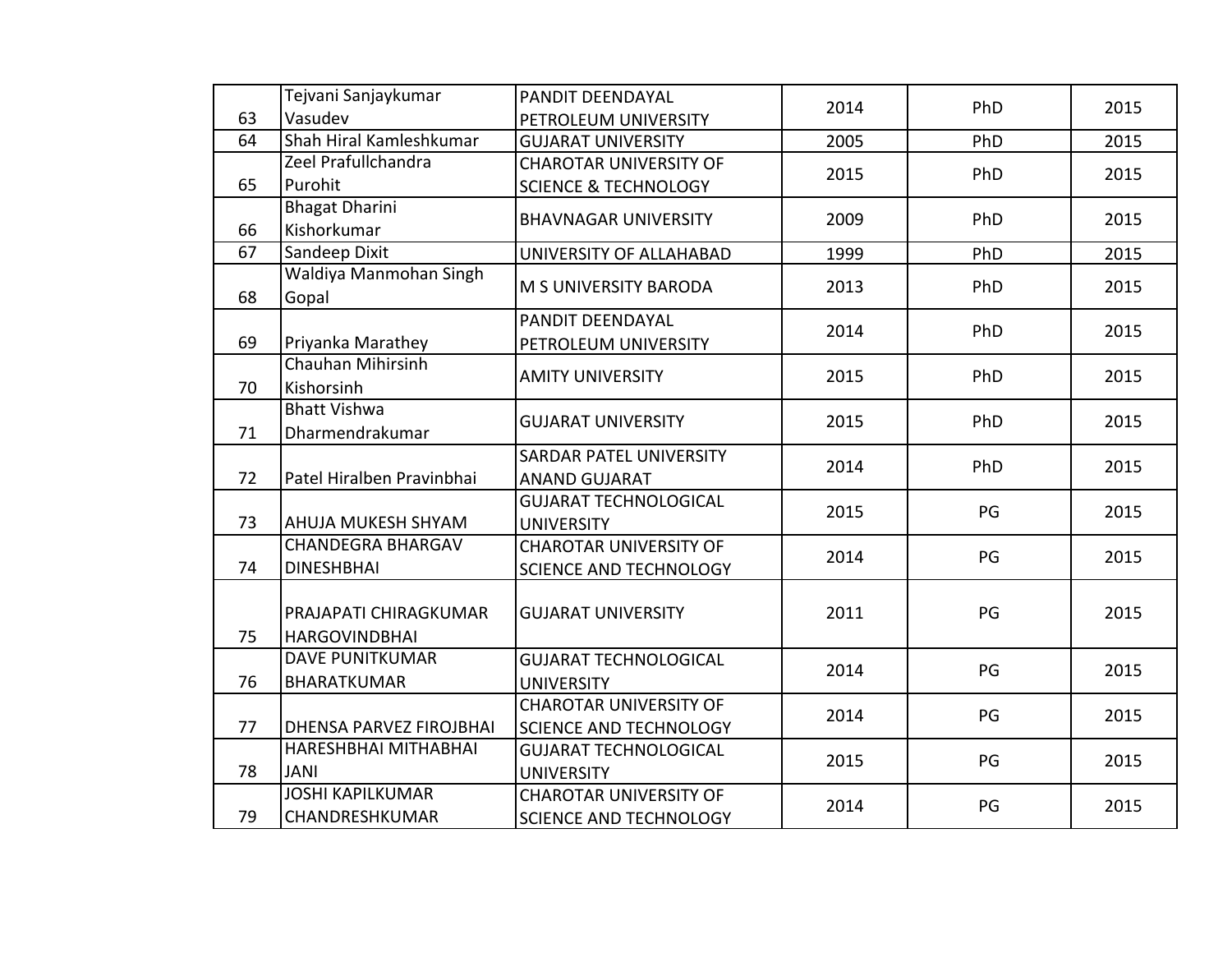| | | | | | |
|---|---|---|---|---|---|
| 63 | Tejvani Sanjaykumar Vasudev | PANDIT DEENDAYAL PETROLEUM UNIVERSITY | 2014 | PhD | 2015 |
| 64 | Shah Hiral Kamleshkumar | GUJARAT UNIVERSITY | 2005 | PhD | 2015 |
| 65 | Zeel Prafullchandra Purohit | CHAROTAR UNIVERSITY OF SCIENCE & TECHNOLOGY | 2015 | PhD | 2015 |
| 66 | Bhagat Dharini Kishorkumar | BHAVNAGAR UNIVERSITY | 2009 | PhD | 2015 |
| 67 | Sandeep Dixit | UNIVERSITY OF ALLAHABAD | 1999 | PhD | 2015 |
| 68 | Waldiya Manmohan Singh Gopal | M S UNIVERSITY BARODA | 2013 | PhD | 2015 |
| 69 | Priyanka Marathey | PANDIT DEENDAYAL PETROLEUM UNIVERSITY | 2014 | PhD | 2015 |
| 70 | Chauhan Mihirsinh Kishorsinh | AMITY UNIVERSITY | 2015 | PhD | 2015 |
| 71 | Bhatt Vishwa Dharmendrakumar | GUJARAT UNIVERSITY | 2015 | PhD | 2015 |
| 72 | Patel Hiralben Pravinbhai | SARDAR PATEL UNIVERSITY ANAND GUJARAT | 2014 | PhD | 2015 |
| 73 | AHUJA MUKESH SHYAM | GUJARAT TECHNOLOGICAL UNIVERSITY | 2015 | PG | 2015 |
| 74 | CHANDEGRA BHARGAV DINESHBHAI | CHAROTAR UNIVERSITY OF SCIENCE AND TECHNOLOGY | 2014 | PG | 2015 |
| 75 | PRAJAPATI CHIRAGKUMAR HARGOVINDBHAI | GUJARAT UNIVERSITY | 2011 | PG | 2015 |
| 76 | DAVE PUNITKUMAR BHARATKUMAR | GUJARAT TECHNOLOGICAL UNIVERSITY | 2014 | PG | 2015 |
| 77 | DHENSA PARVEZ FIROJBHAI | CHAROTAR UNIVERSITY OF SCIENCE AND TECHNOLOGY | 2014 | PG | 2015 |
| 78 | HARESHBHAI MITHABHAI JANI | GUJARAT TECHNOLOGICAL UNIVERSITY | 2015 | PG | 2015 |
| 79 | JOSHI KAPILKUMAR CHANDRESHKUMAR | CHAROTAR UNIVERSITY OF SCIENCE AND TECHNOLOGY | 2014 | PG | 2015 |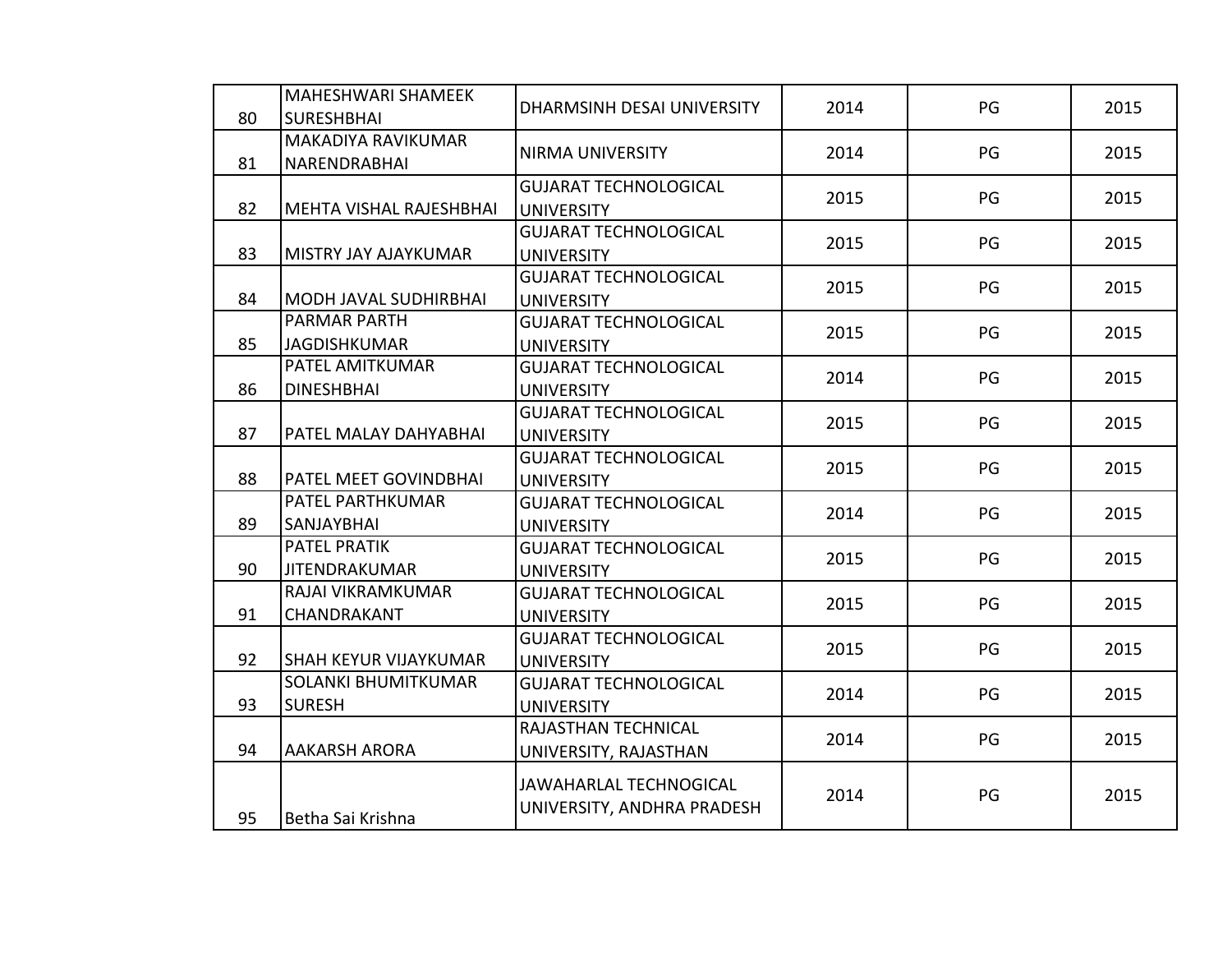| | | | | | |
|---|---|---|---|---|---|
| 80 | MAHESHWARI SHAMEEK SURESHBHAI | DHARMSINH DESAI UNIVERSITY | 2014 | PG | 2015 |
| 81 | MAKADIYA RAVIKUMAR NARENDRABHAI | NIRMA UNIVERSITY | 2014 | PG | 2015 |
| 82 | MEHTA VISHAL RAJESHBHAI | GUJARAT TECHNOLOGICAL UNIVERSITY | 2015 | PG | 2015 |
| 83 | MISTRY JAY AJAYKUMAR | GUJARAT TECHNOLOGICAL UNIVERSITY | 2015 | PG | 2015 |
| 84 | MODH JAVAL SUDHIRBHAI | GUJARAT TECHNOLOGICAL UNIVERSITY | 2015 | PG | 2015 |
| 85 | PARMAR PARTH JAGDISHKUMAR | GUJARAT TECHNOLOGICAL UNIVERSITY | 2015 | PG | 2015 |
| 86 | PATEL AMITKUMAR DINESHBHAI | GUJARAT TECHNOLOGICAL UNIVERSITY | 2014 | PG | 2015 |
| 87 | PATEL MALAY DAHYABHAI | GUJARAT TECHNOLOGICAL UNIVERSITY | 2015 | PG | 2015 |
| 88 | PATEL MEET GOVINDBHAI | GUJARAT TECHNOLOGICAL UNIVERSITY | 2015 | PG | 2015 |
| 89 | PATEL PARTHKUMAR SANJAYBHAI | GUJARAT TECHNOLOGICAL UNIVERSITY | 2014 | PG | 2015 |
| 90 | PATEL PRATIK JITENDRAKUMAR | GUJARAT TECHNOLOGICAL UNIVERSITY | 2015 | PG | 2015 |
| 91 | RAJAI VIKRAMKUMAR CHANDRAKANT | GUJARAT TECHNOLOGICAL UNIVERSITY | 2015 | PG | 2015 |
| 92 | SHAH KEYUR VIJAYKUMAR | GUJARAT TECHNOLOGICAL UNIVERSITY | 2015 | PG | 2015 |
| 93 | SOLANKI BHUMITKUMAR SURESH | GUJARAT TECHNOLOGICAL UNIVERSITY | 2014 | PG | 2015 |
| 94 | AAKARSH ARORA | RAJASTHAN TECHNICAL UNIVERSITY, RAJASTHAN | 2014 | PG | 2015 |
| 95 | Betha Sai Krishna | JAWAHARLAL TECHNOGICAL UNIVERSITY, ANDHRA PRADESH | 2014 | PG | 2015 |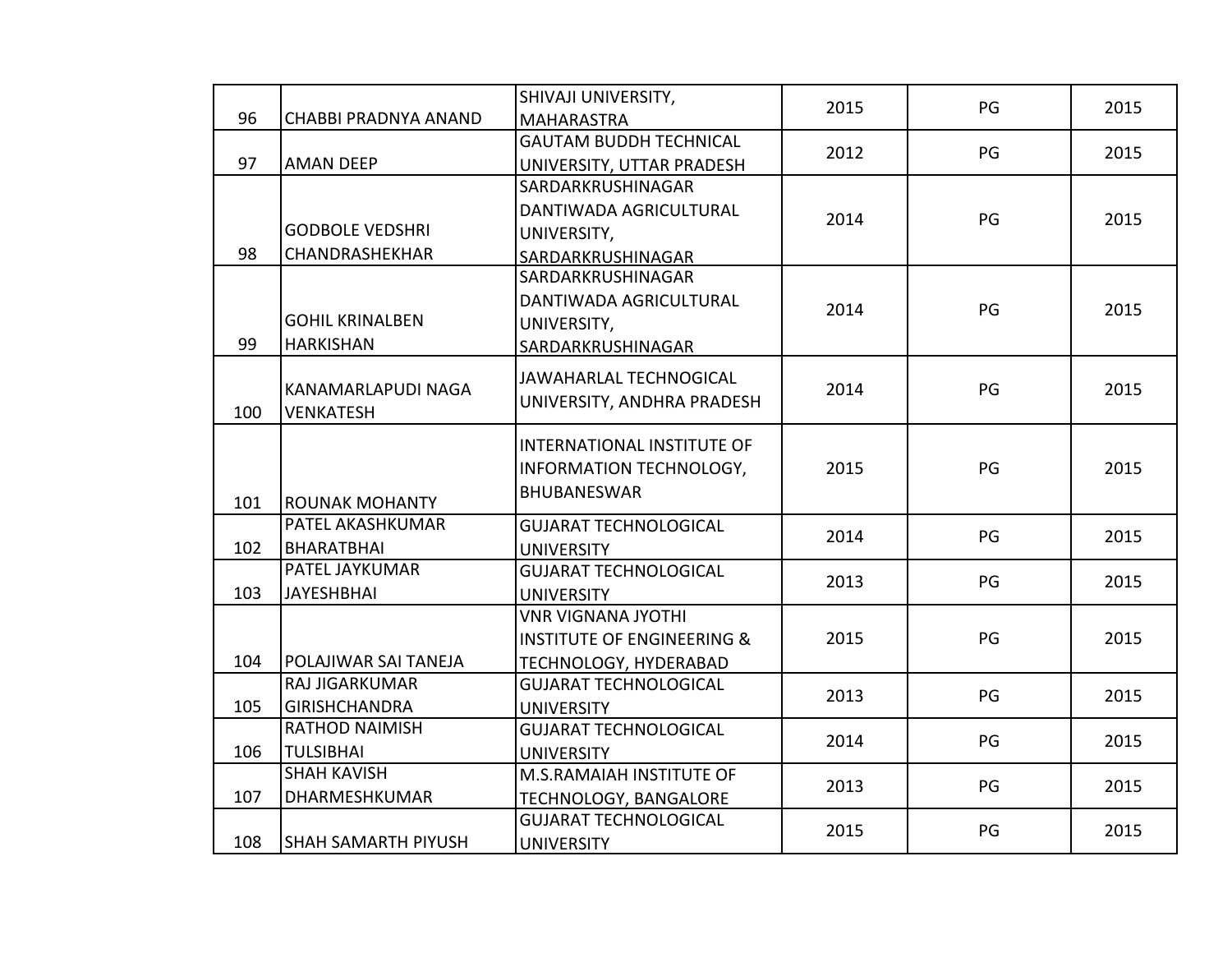| | | | | | |
|---|---|---|---|---|---|
| 96 | CHABBI PRADNYA ANAND | SHIVAJI UNIVERSITY, MAHARASTRA | 2015 | PG | 2015 |
| 97 | AMAN DEEP | GAUTAM BUDDH TECHNICAL UNIVERSITY, UTTAR PRADESH | 2012 | PG | 2015 |
| 98 | GODBOLE VEDSHRI CHANDRASHEKHAR | SARDARKRUSHINAGAR DANTIWADA AGRICULTURAL UNIVERSITY, SARDARKRUSHINAGAR | 2014 | PG | 2015 |
| 99 | GOHIL KRINALBEN HARKISHAN | SARDARKRUSHINAGAR DANTIWADA AGRICULTURAL UNIVERSITY, SARDARKRUSHINAGAR | 2014 | PG | 2015 |
| 100 | KANAMARLAPUDI NAGA VENKATESH | JAWAHARLAL TECHNOGICAL UNIVERSITY, ANDHRA PRADESH | 2014 | PG | 2015 |
| 101 | ROUNAK MOHANTY | INTERNATIONAL INSTITUTE OF INFORMATION TECHNOLOGY, BHUBANESWAR | 2015 | PG | 2015 |
| 102 | PATEL AKASHKUMAR BHARATBHAI | GUJARAT TECHNOLOGICAL UNIVERSITY | 2014 | PG | 2015 |
| 103 | PATEL JAYKUMAR JAYESHBHAI | GUJARAT TECHNOLOGICAL UNIVERSITY | 2013 | PG | 2015 |
| 104 | POLAJIWAR SAI TANEJA | VNR VIGNANA JYOTHI INSTITUTE OF ENGINEERING & TECHNOLOGY, HYDERABAD | 2015 | PG | 2015 |
| 105 | RAJ JIGARKUMAR GIRISHCHANDRA | GUJARAT TECHNOLOGICAL UNIVERSITY | 2013 | PG | 2015 |
| 106 | RATHOD NAIMISH TULSIBHAI | GUJARAT TECHNOLOGICAL UNIVERSITY | 2014 | PG | 2015 |
| 107 | SHAH KAVISH DHARMESHKUMAR | M.S.RAMAIAH INSTITUTE OF TECHNOLOGY, BANGALORE | 2013 | PG | 2015 |
| 108 | SHAH SAMARTH PIYUSH | GUJARAT TECHNOLOGICAL UNIVERSITY | 2015 | PG | 2015 |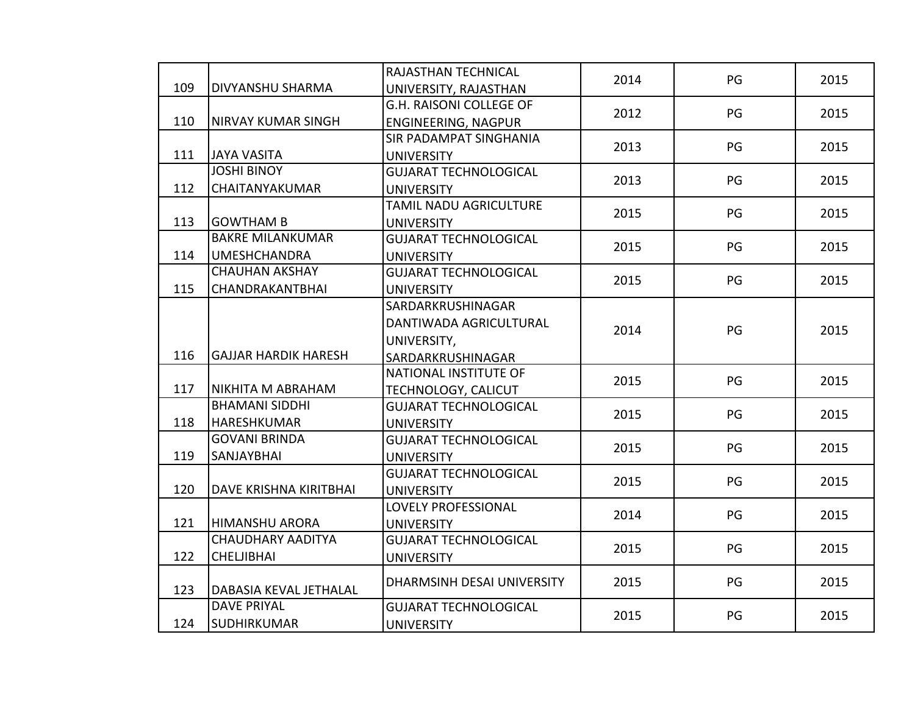| | | | | | |
|---|---|---|---|---|---|
| 109 | DIVYANSHU SHARMA | RAJASTHAN TECHNICAL UNIVERSITY, RAJASTHAN | 2014 | PG | 2015 |
| 110 | NIRVAY KUMAR SINGH | G.H. RAISONI COLLEGE OF ENGINEERING, NAGPUR | 2012 | PG | 2015 |
| 111 | JAYA VASITA | SIR PADAMPAT SINGHANIA UNIVERSITY | 2013 | PG | 2015 |
| 112 | JOSHI BINOY CHAITANYAKUMAR | GUJARAT TECHNOLOGICAL UNIVERSITY | 2013 | PG | 2015 |
| 113 | GOWTHAM B | TAMIL NADU AGRICULTURE UNIVERSITY | 2015 | PG | 2015 |
| 114 | BAKRE MILANKUMAR UMESHCHANDRA | GUJARAT TECHNOLOGICAL UNIVERSITY | 2015 | PG | 2015 |
| 115 | CHAUHAN AKSHAY CHANDRAKANTBHAI | GUJARAT TECHNOLOGICAL UNIVERSITY | 2015 | PG | 2015 |
| 116 | GAJJAR HARDIK HARESH | SARDARKRUSHINAGAR DANTIWADA AGRICULTURAL UNIVERSITY, SARDARKRUSHINAGAR | 2014 | PG | 2015 |
| 117 | NIKHITA M ABRAHAM | NATIONAL INSTITUTE OF TECHNOLOGY, CALICUT | 2015 | PG | 2015 |
| 118 | BHAMANI SIDDHI HARESHKUMAR | GUJARAT TECHNOLOGICAL UNIVERSITY | 2015 | PG | 2015 |
| 119 | GOVANI BRINDA SANJAYBHAI | GUJARAT TECHNOLOGICAL UNIVERSITY | 2015 | PG | 2015 |
| 120 | DAVE KRISHNA KIRITBHAI | GUJARAT TECHNOLOGICAL UNIVERSITY | 2015 | PG | 2015 |
| 121 | HIMANSHU ARORA | LOVELY PROFESSIONAL UNIVERSITY | 2014 | PG | 2015 |
| 122 | CHAUDHARY AADITYA CHELJIBHAI | GUJARAT TECHNOLOGICAL UNIVERSITY | 2015 | PG | 2015 |
| 123 | DABASIA KEVAL JETHALAL | DHARMSINH DESAI UNIVERSITY | 2015 | PG | 2015 |
| 124 | DAVE PRIYAL SUDHIRKUMAR | GUJARAT TECHNOLOGICAL UNIVERSITY | 2015 | PG | 2015 |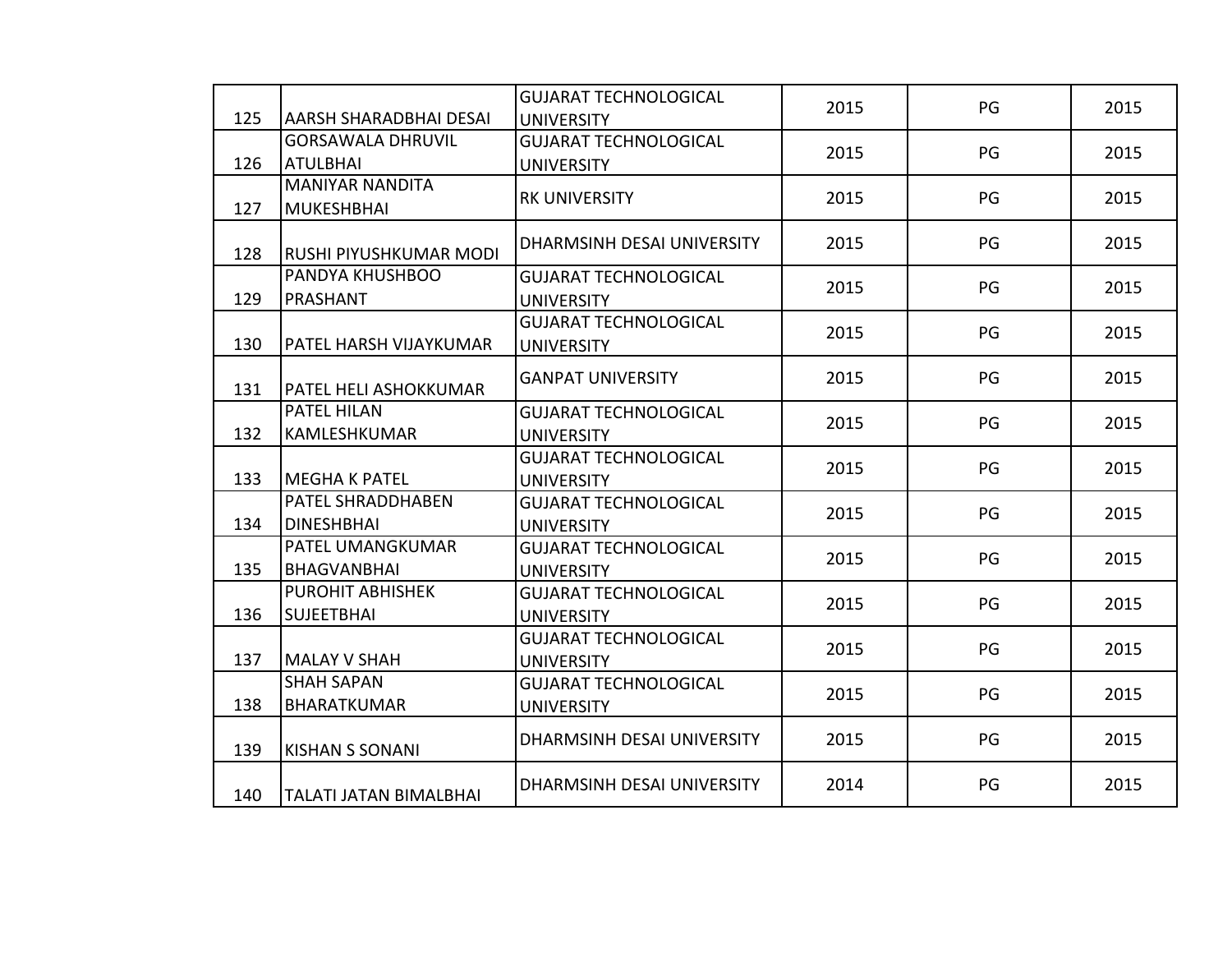| | | | | | |
|---|---|---|---|---|---|
| 125 | AARSH SHARADBHAI DESAI | GUJARAT TECHNOLOGICAL UNIVERSITY | 2015 | PG | 2015 |
| 126 | GORSAWALA DHRUVIL ATULBHAI | GUJARAT TECHNOLOGICAL UNIVERSITY | 2015 | PG | 2015 |
| 127 | MANIYAR NANDITA MUKESHBHAI | RK UNIVERSITY | 2015 | PG | 2015 |
| 128 | RUSHI PIYUSHKUMAR MODI | DHARMSINH DESAI UNIVERSITY | 2015 | PG | 2015 |
| 129 | PANDYA KHUSHBOO PRASHANT | GUJARAT TECHNOLOGICAL UNIVERSITY | 2015 | PG | 2015 |
| 130 | PATEL HARSH VIJAYKUMAR | GUJARAT TECHNOLOGICAL UNIVERSITY | 2015 | PG | 2015 |
| 131 | PATEL HELI ASHOKKUMAR | GANPAT UNIVERSITY | 2015 | PG | 2015 |
| 132 | PATEL HILAN KAMLESHKUMAR | GUJARAT TECHNOLOGICAL UNIVERSITY | 2015 | PG | 2015 |
| 133 | MEGHA K PATEL | GUJARAT TECHNOLOGICAL UNIVERSITY | 2015 | PG | 2015 |
| 134 | PATEL SHRADDHABEN DINESHBHAI | GUJARAT TECHNOLOGICAL UNIVERSITY | 2015 | PG | 2015 |
| 135 | PATEL UMANGKUMAR BHAGVANBHAI | GUJARAT TECHNOLOGICAL UNIVERSITY | 2015 | PG | 2015 |
| 136 | PUROHIT ABHISHEK SUJEETBHAI | GUJARAT TECHNOLOGICAL UNIVERSITY | 2015 | PG | 2015 |
| 137 | MALAY V SHAH | GUJARAT TECHNOLOGICAL UNIVERSITY | 2015 | PG | 2015 |
| 138 | SHAH SAPAN BHARATKUMAR | GUJARAT TECHNOLOGICAL UNIVERSITY | 2015 | PG | 2015 |
| 139 | KISHAN S SONANI | DHARMSINH DESAI UNIVERSITY | 2015 | PG | 2015 |
| 140 | TALATI JATAN BIMALBHAI | DHARMSINH DESAI UNIVERSITY | 2014 | PG | 2015 |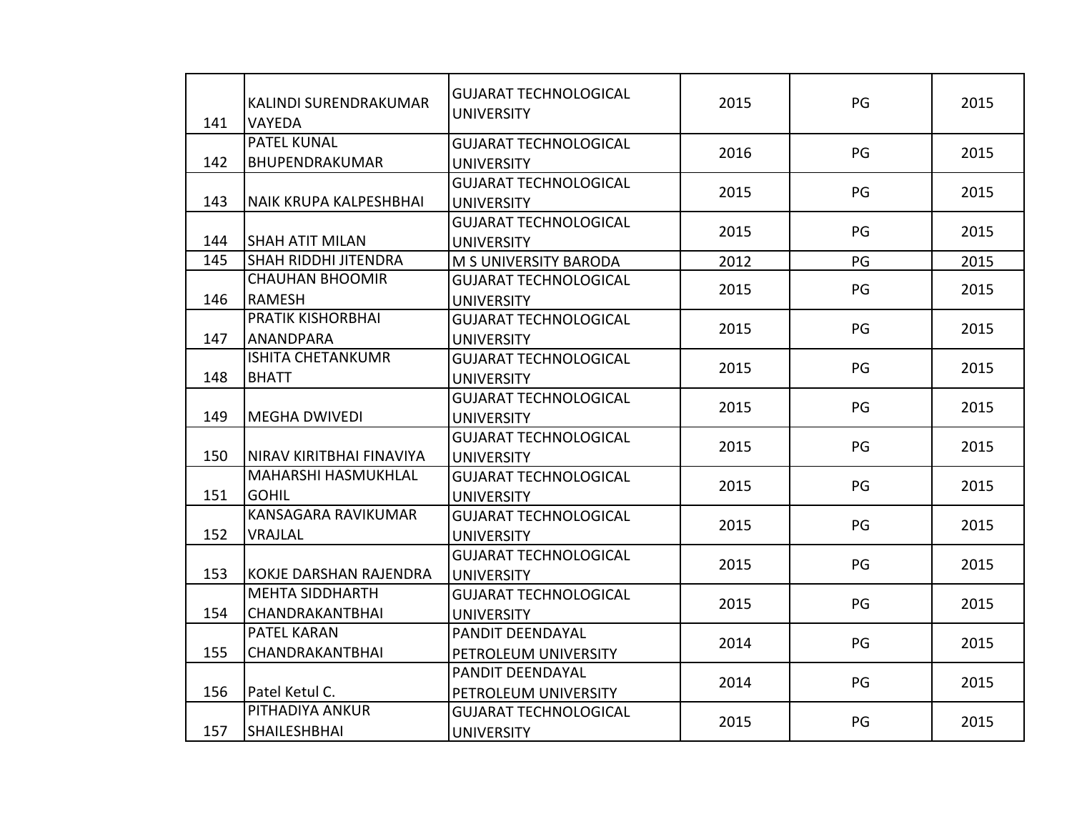| | | | | | |
|---|---|---|---|---|---|
| 141 | KALINDI SURENDRAKUMAR VAYEDA | GUJARAT TECHNOLOGICAL UNIVERSITY | 2015 | PG | 2015 |
| 142 | PATEL KUNAL BHUPENDRAKUMAR | GUJARAT TECHNOLOGICAL UNIVERSITY | 2016 | PG | 2015 |
| 143 | NAIK KRUPA KALPESHBHAI | GUJARAT TECHNOLOGICAL UNIVERSITY | 2015 | PG | 2015 |
| 144 | SHAH ATIT MILAN | GUJARAT TECHNOLOGICAL UNIVERSITY | 2015 | PG | 2015 |
| 145 | SHAH RIDDHI JITENDRA | M S UNIVERSITY BARODA | 2012 | PG | 2015 |
| 146 | CHAUHAN BHOOMIR RAMESH | GUJARAT TECHNOLOGICAL UNIVERSITY | 2015 | PG | 2015 |
| 147 | PRATIK KISHORBHAI ANANDPARA | GUJARAT TECHNOLOGICAL UNIVERSITY | 2015 | PG | 2015 |
| 148 | ISHITA CHETANKUMR BHATT | GUJARAT TECHNOLOGICAL UNIVERSITY | 2015 | PG | 2015 |
| 149 | MEGHA DWIVEDI | GUJARAT TECHNOLOGICAL UNIVERSITY | 2015 | PG | 2015 |
| 150 | NIRAV KIRITBHAI FINAVIYA | GUJARAT TECHNOLOGICAL UNIVERSITY | 2015 | PG | 2015 |
| 151 | MAHARSHI HASMUKHLAL GOHIL | GUJARAT TECHNOLOGICAL UNIVERSITY | 2015 | PG | 2015 |
| 152 | KANSAGARA RAVIKUMAR VRAJLAL | GUJARAT TECHNOLOGICAL UNIVERSITY | 2015 | PG | 2015 |
| 153 | KOKJE DARSHAN RAJENDRA | GUJARAT TECHNOLOGICAL UNIVERSITY | 2015 | PG | 2015 |
| 154 | MEHTA SIDDHARTH CHANDRAKANTBHAI | GUJARAT TECHNOLOGICAL UNIVERSITY | 2015 | PG | 2015 |
| 155 | PATEL KARAN CHANDRAKANTBHAI | PANDIT DEENDAYAL PETROLEUM UNIVERSITY | 2014 | PG | 2015 |
| 156 | Patel Ketul C. | PANDIT DEENDAYAL PETROLEUM UNIVERSITY | 2014 | PG | 2015 |
| 157 | PITHADIYA ANKUR SHAILESHBHAI | GUJARAT TECHNOLOGICAL UNIVERSITY | 2015 | PG | 2015 |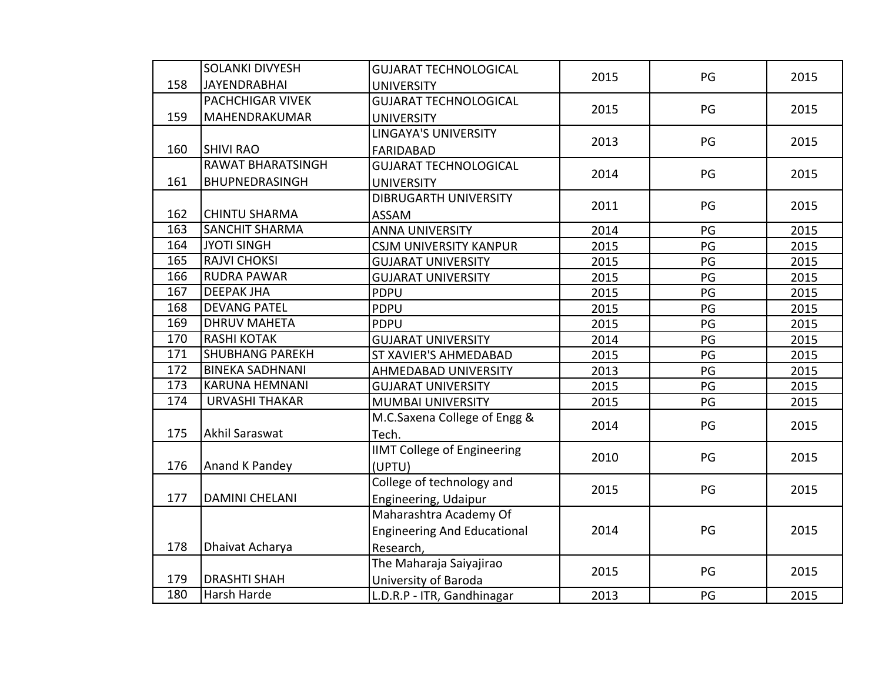| | | | | | |
|---|---|---|---|---|---|
| 158 | SOLANKI DIVYESH JAYENDRABHAI | GUJARAT TECHNOLOGICAL UNIVERSITY | 2015 | PG | 2015 |
| 159 | PACHCHIGAR VIVEK MAHENDRAKUMAR | GUJARAT TECHNOLOGICAL UNIVERSITY | 2015 | PG | 2015 |
| 160 | SHIVI RAO | LINGAYA'S UNIVERSITY FARIDABAD | 2013 | PG | 2015 |
| 161 | RAWAT BHARATSINGH BHUPNEDRASINGH | GUJARAT TECHNOLOGICAL UNIVERSITY | 2014 | PG | 2015 |
| 162 | CHINTU SHARMA | DIBRUGARTH UNIVERSITY ASSAM | 2011 | PG | 2015 |
| 163 | SANCHIT SHARMA | ANNA UNIVERSITY | 2014 | PG | 2015 |
| 164 | JYOTI SINGH | CSJM UNIVERSITY KANPUR | 2015 | PG | 2015 |
| 165 | RAJVI CHOKSI | GUJARAT UNIVERSITY | 2015 | PG | 2015 |
| 166 | RUDRA PAWAR | GUJARAT UNIVERSITY | 2015 | PG | 2015 |
| 167 | DEEPAK JHA | PDPU | 2015 | PG | 2015 |
| 168 | DEVANG PATEL | PDPU | 2015 | PG | 2015 |
| 169 | DHRUV MAHETA | PDPU | 2015 | PG | 2015 |
| 170 | RASHI KOTAK | GUJARAT UNIVERSITY | 2014 | PG | 2015 |
| 171 | SHUBHANG PAREKH | ST XAVIER'S AHMEDABAD | 2015 | PG | 2015 |
| 172 | BINEKA SADHNANI | AHMEDABAD UNIVERSITY | 2013 | PG | 2015 |
| 173 | KARUNA HEMNANI | GUJARAT UNIVERSITY | 2015 | PG | 2015 |
| 174 | URVASHI THAKAR | MUMBAI UNIVERSITY | 2015 | PG | 2015 |
| 175 | Akhil Saraswat | M.C.Saxena College of Engg & Tech. | 2014 | PG | 2015 |
| 176 | Anand K Pandey | IIMT College of Engineering (UPTU) | 2010 | PG | 2015 |
| 177 | DAMINI CHELANI | College of technology and Engineering, Udaipur | 2015 | PG | 2015 |
| 178 | Dhaivat Acharya | Maharashtra Academy Of Engineering And Educational Research, | 2014 | PG | 2015 |
| 179 | DRASHTI SHAH | The Maharaja Saiyajirao University of Baroda | 2015 | PG | 2015 |
| 180 | Harsh Harde | L.D.R.P - ITR, Gandhinagar | 2013 | PG | 2015 |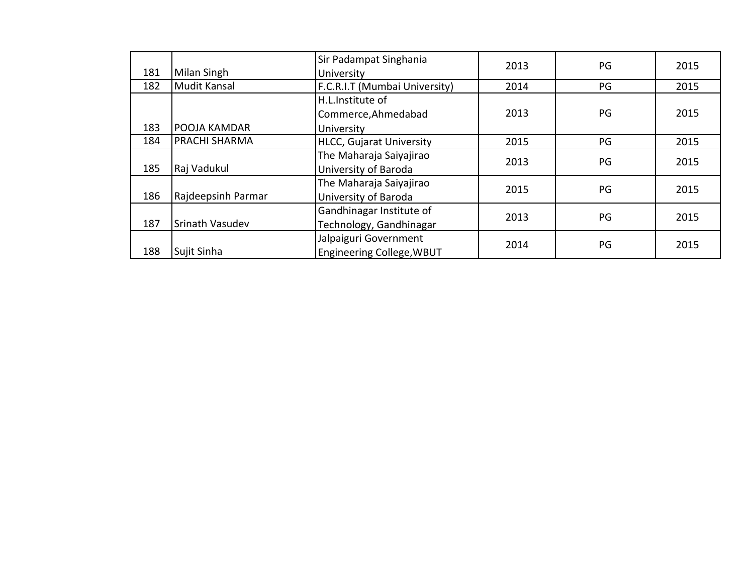| | | | | | |
|---|---|---|---|---|---|
| 181 | Milan Singh | Sir Padampat Singhania University | 2013 | PG | 2015 |
| 182 | Mudit Kansal | F.C.R.I.T (Mumbai University) | 2014 | PG | 2015 |
| 183 | POOJA KAMDAR | H.L.Institute of Commerce,Ahmedabad University | 2013 | PG | 2015 |
| 184 | PRACHI SHARMA | HLCC, Gujarat University | 2015 | PG | 2015 |
| 185 | Raj Vadukul | The Maharaja Saiyajirao University of Baroda | 2013 | PG | 2015 |
| 186 | Rajdeepsinh Parmar | The Maharaja Saiyajirao University of Baroda | 2015 | PG | 2015 |
| 187 | Srinath Vasudev | Gandhinagar Institute of Technology, Gandhinagar | 2013 | PG | 2015 |
| 188 | Sujit Sinha | Jalpaiguri Government Engineering College,WBUT | 2014 | PG | 2015 |